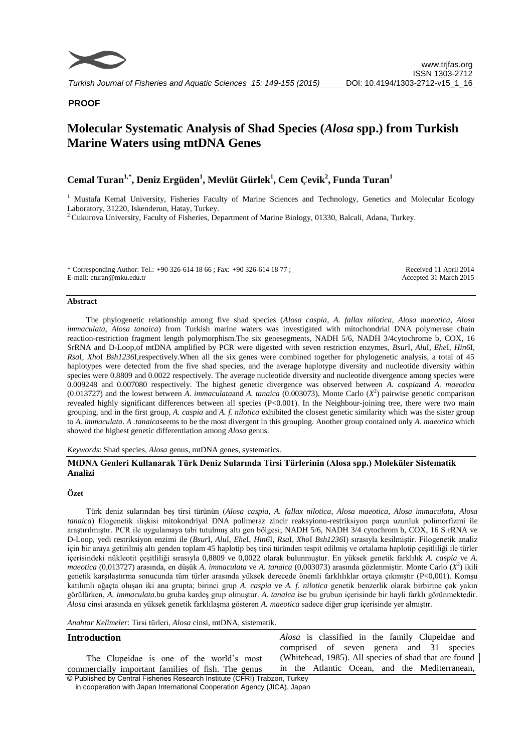**PROOF**

# Molecular Systematic Analysis of Shad Species (*Alosa* spp.) from Turkish Marine Waters using mtDNA Genes

**Cemal Turan[1,*], Deniz Ergüden[1], Mevlüt Gürlek[1], Cem Çevik[2], Funda Turan[1]**

[1] Mustafa Kemal University, Fisheries Faculty of Marine Sciences and Technology, Genetics and Molecular Ecology Laboratory, 31220, Iskenderun, Hatay, Turkey.
[2] Cukurova University, Faculty of Fisheries, Department of Marine Biology, 01330, Balcali, Adana, Turkey.

\* Corresponding Author: Tel.: +90 326-614 18 66 ; Fax: +90 326-614 18 77 ;
E-mail: cturan@mku.edu.tr

Received 11 April 2014
Accepted 31 March 2015

## Abstract

The phylogenetic relationship among five shad species (*Alosa caspia*, *A. fallax nilotica*, *Alosa maeotica*, *Alosa immaculata*, *Alosa tanaica*) from Turkish marine waters was investigated with mitochondrial DNA polymerase chain reaction-restriction fragment length polymorphism.The six genesegments, NADH 5/6, NADH 3/4cytochrome b, COX, 16 SrRNA and D-Loop,of mtDNA amplified by PCR were digested with seven restriction enzymes, *Bsur*I, *Alu*I, *Ehe*I, *Hin6*I, *Rsa*I, *Xho*I *Bsh1236*I,respectively.When all the six genes were combined together for phylogenetic analysis, a total of 45 haplotypes were detected from the five shad species, and the average haplotype diversity and nucleotide diversity within species were 0.8809 and 0.0022 respectively. The average nucleotide diversity and nucleotide divergence among species were 0.009248 and 0.007080 respectively. The highest genetic divergence was observed between *A. caspia*and *A. maeotica* (0.013727) and the lowest between *A. immaculata*and *A. tanaica* (0.003073). Monte Carlo ($X^2$) pairwise genetic comparison revealed highly significant differences between all species (P<0.001). In the Neighbour-joining tree, there were two main grouping, and in the first group, *A. caspia* and *A. f. nilotica* exhibited the closest genetic similarity which was the sister group to *A. immaculata*. *A .tanaica*seems to be the most divergent in this grouping. Another group contained only *A. maeotica* which showed the highest genetic differentiation among *Alosa* genus.

*Keywords*: Shad species, *Alosa* genus, mtDNA genes, systematics.

### MtDNA Genleri Kullanarak Türk Deniz Sularında Tirsi Türlerinin (Alosa spp.) Moleküler Sistematik Analizi

#### Özet

Türk deniz sularından beş tirsi türünün (*Alosa caspia*, *A. fallax nilotica*, *Alosa maeotica*, *Alosa immaculata*, *Alosa tanaica*) filogenetik ilişkisi mitokondriyal DNA polimeraz zincir reaksiyonu-restriksiyon parça uzunluk polimorfizmi ile araştırılmıştır. PCR ile uygulamaya tabi tutulmuş altı gen bölgesi; NADH 5/6, NADH 3/4 cytochrom b, COX, 16 S rRNA ve D-Loop, yedi restriksiyon enzimi ile (*Bsur*I, *Alu*I, *Ehe*I, *Hin6*I, *Rsa*I, *Xho*I *Bsh1236*I) sırasıyla kesilmiştir. Filogenetik analiz için bir araya getirilmiş altı genden toplam 45 haplotip beş tirsi türünden tespit edilmiş ve ortalama haplotip çeşitliliği ile türler içerisindeki nükleotit çeşitliliği sırasıyla 0,8809 ve 0,0022 olarak bulunmuştur. En yüksek genetik farklılık *A. caspia* ve *A. maeotica* (0,013727) arasında, en düşük *A. immaculata* ve *A. tanaica* (0,003073) arasında gözlenmiştir. Monte Carlo ($X^2$) ikili genetik karşılaştırma sonucunda tüm türler arasında yüksek derecede önemli farklılıklar ortaya çıkmıştır (P<0,001). Komşu katılımlı ağaçta oluşan iki ana grupta; birinci grup *A. caspia* ve *A. f. nilotica* genetik benzerlik olarak birbirine çok yakın görülürken, *A. immaculata*.bu gruba kardeş grup olmuştur. *A. tanaica* ise bu grubun içerisinde bir hayli farklı görünmektedir. *Alosa* cinsi arasında en yüksek genetik farklılaşma gösteren *A. maeotica* sadece diğer grup içerisinde yer almıştır.

*Anahtar Kelimeler*: Tirsi türleri, *Alosa* cinsi, mtDNA, sistematik.

## Introduction

The Clupeidae is one of the world's most commercially important families of fish. The genus *Alosa* is classified in the family Clupeidae and comprised of seven genera and 31 species (Whitehead, 1985). All species of shad that are found in the Atlantic Ocean, and the Mediterranean,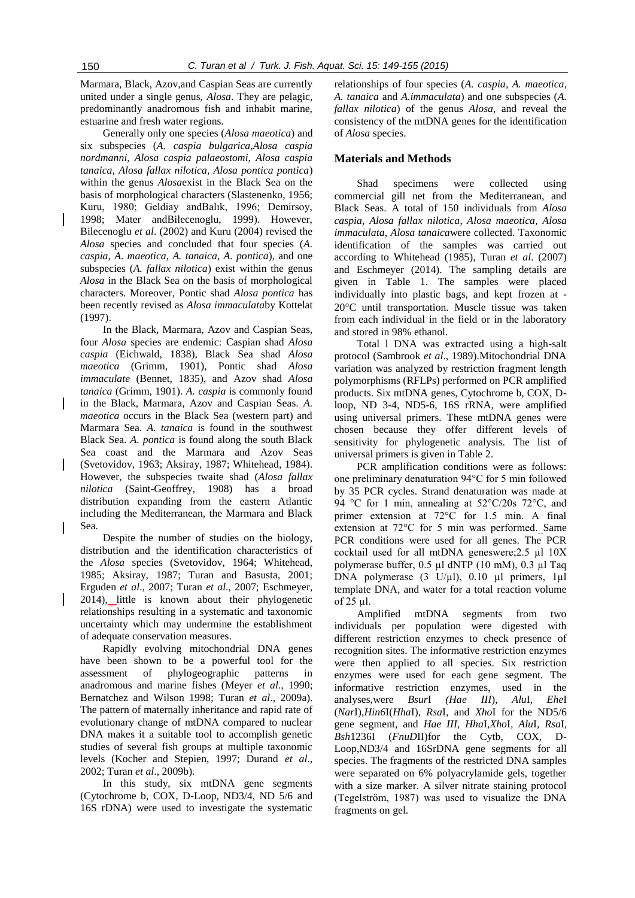Marmara, Black, Azov,and Caspian Seas are currently united under a single genus, *Alosa*. They are pelagic, predominantly anadromous fish and inhabit marine, estuarine and fresh water regions.

Generally only one species (*Alosa maeotica*) and six subspecies (*A. caspia bulgarica,Alosa caspia nordmanni, Alosa caspia palaeostomi, Alosa caspia tanaica, Alosa fallax nilotica, Alosa pontica pontica*) within the genus *Alosa*exist in the Black Sea on the basis of morphological characters (Slastenenko, 1956; Kuru, 1980; Geldiay andBalık, 1996; Demirsoy, 1998; Mater andBilecenoglu, 1999). However, Bilecenoglu *et al*. (2002) and Kuru (2004) revised the *Alosa* species and concluded that four species (*A. caspia, A. maeotica, A. tanaica, A. pontica*), and one subspecies (*A. fallax nilotica*) exist within the genus *Alosa* in the Black Sea on the basis of morphological characters. Moreover, Pontic shad *Alosa pontica* has been recently revised as *Alosa immaculata*by Kottelat (1997).

In the Black, Marmara, Azov and Caspian Seas, four *Alosa* species are endemic: Caspian shad *Alosa caspia* (Eichwald, 1838), Black Sea shad *Alosa maeotica* (Grimm, 1901), Pontic shad *Alosa immaculate* (Bennet, 1835), and Azov shad *Alosa tanaica* (Grimm, 1901). *A. caspia* is commonly found in the Black, Marmara, Azov and Caspian Seas. *A. maeotica* occurs in the Black Sea (western part) and Marmara Sea. *A. tanaica* is found in the southwest Black Sea. *A. pontica* is found along the south Black Sea coast and the Marmara and Azov Seas (Svetovidov, 1963; Aksiray, 1987; Whitehead, 1984). However, the subspecies twaite shad (*Alosa fallax nilotica* (Saint-Geoffrey, 1908) has a broad distribution expanding from the eastern Atlantic including the Mediterranean, the Marmara and Black Sea.

Despite the number of studies on the biology, distribution and the identification characteristics of the *Alosa* species (Svetovidov, 1964; Whitehead, 1985; Aksiray, 1987; Turan and Basusta, 2001; Erguden *et al*., 2007; Turan *et al*., 2007; Eschmeyer, 2014), little is known about their phylogenetic relationships resulting in a systematic and taxonomic uncertainty which may undermine the establishment of adequate conservation measures.

Rapidly evolving mitochondrial DNA genes have been shown to be a powerful tool for the assessment of phylogeographic patterns in anadromous and marine fishes (Meyer *et al*., 1990; Bernatchez and Wilson 1998; Turan *et al*., 2009a). The pattern of maternally inheritance and rapid rate of evolutionary change of mtDNA compared to nuclear DNA makes it a suitable tool to accomplish genetic studies of several fish groups at multiple taxonomic levels (Kocher and Stepien, 1997; Durand *et al*., 2002; Turan *et al*., 2009b).

In this study, six mtDNA gene segments (Cytochrome b, COX, D-Loop, ND3/4, ND 5/6 and 16S rDNA) were used to investigate the systematic relationships of four species (*A. caspia*, *A. maeotica*, *A. tanaica* and *A.immaculata*) and one subspecies (*A. fallax nilotica*) of the genus *Alosa*, and reveal the consistency of the mtDNA genes for the identification of *Alosa* species.

## Materials and Methods

Shad specimens were collected using commercial gill net from the Mediterranean, and Black Seas. A total of 150 individuals from *Alosa caspia*, *Alosa fallax nilotica*, *Alosa maeotica*, *Alosa immaculata*, *Alosa tanaica*were collected. Taxonomic identification of the samples was carried out according to Whitehead (1985), Turan *et al*. (2007) and Eschmeyer (2014). The sampling details are given in Table 1. The samples were placed individually into plastic bags, and kept frozen at -20°C until transportation. Muscle tissue was taken from each individual in the field or in the laboratory and stored in 98% ethanol.

Total l DNA was extracted using a high-salt protocol (Sambrook *et al*., 1989).Mitochondrial DNA variation was analyzed by restriction fragment length polymorphisms (RFLPs) performed on PCR amplified products. Six mtDNA genes, Cytochrome b, COX, D-loop, ND 3-4, ND5-6, 16S rRNA, were amplified using universal primers. These mtDNA genes were chosen because they offer different levels of sensitivity for phylogenetic analysis. The list of universal primers is given in Table 2.

PCR amplification conditions were as follows: one preliminary denaturation 94°C for 5 min followed by 35 PCR cycles. Strand denaturation was made at 94 °C for 1 min, annealing at 52°C/20s 72°C, and primer extension at 72°C for 1.5 min. A final extension at 72°C for 5 min was performed. Same PCR conditions were used for all genes. The PCR cocktail used for all mtDNA geneswere;2.5 µl 10X polymerase buffer, 0.5 µl dNTP (10 mM), 0.3 µl Taq DNA polymerase (3 U/µl), 0.10 µl primers, 1µl template DNA, and water for a total reaction volume of 25 µl.

Amplified mtDNA segments from two individuals per population were digested with different restriction enzymes to check presence of recognition sites. The informative restriction enzymes were then applied to all species. Six restriction enzymes were used for each gene segment. The informative restriction enzymes, used in the analyses,were *Bsur*I *(Hae III*), *Alu*I, *Ehe*I (*Nar*I),*Hin6*I(*Hha*I), *Rsa*I, and *Xho*I for the ND5/6 gene segment, and *Hae III*, *Hha*I,*Xho*I, *Alu*I, *Rsa*I, *Bsh*1236I (*FnuD*II)for the Cytb, COX, D-Loop,ND3/4 and 16SrDNA gene segments for all species. The fragments of the restricted DNA samples were separated on 6% polyacrylamide gels, together with a size marker. A silver nitrate staining protocol (Tegelström, 1987) was used to visualize the DNA fragments on gel.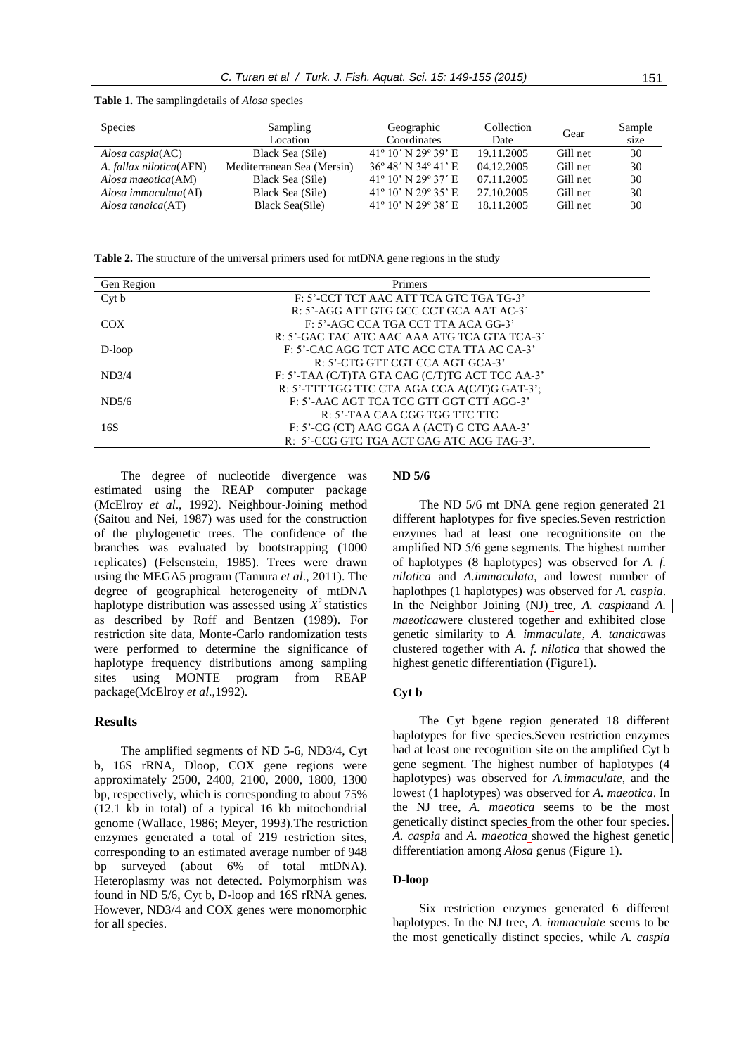**Table 1.** The samplingdetails of *Alosa* species

| Species | Sampling Location | Geographic Coordinates | Collection Date | Gear | Sample size |
|---|---|---|---|---|---|
| *Alosa caspia*(AC) | Black Sea (Sile) | 41º 10´ N 29º 39' E | 19.11.2005 | Gill net | 30 |
| *A. fallax nilotica*(AFN) | Mediterranean Sea (Mersin) | 36º 48´ N 34º 41' E | 04.12.2005 | Gill net | 30 |
| *Alosa maeotica*(AM) | Black Sea (Sile) | 41º 10' N 29º 37´ E | 07.11.2005 | Gill net | 30 |
| *Alosa immaculata*(AI) | Black Sea (Sile) | 41º 10' N 29º 35' E | 27.10.2005 | Gill net | 30 |
| *Alosa tanaica*(AT) | Black Sea(Sile) | 41º 10' N 29º 38´ E | 18.11.2005 | Gill net | 30 |

**Table 2.** The structure of the universal primers used for mtDNA gene regions in the study

| Gen Region | Primers |
|---|---|
| Cyt b | F: 5'-CCT TCT AAC ATT TCA GTC TGA TG-3' |
| | R: 5'-AGG ATT GTG GCC CCT GCA AAT AC-3' |
| COX | F: 5'-AGC CCA TGA CCT TTA ACA GG-3' |
| | R: 5'-GAC TAC ATC AAC AAA ATG TCA GTA TCA-3' |
| D-loop | F: 5'-CAC AGG TCT ATC ACC CTA TTA AC CA-3' |
| | R: 5'-CTG GTT CGT CCA AGT GCA-3' |
| ND3/4 | F: 5'-TAA (C/T)TA GTA CAG (C/T)TG ACT TCC AA-3' |
| | R: 5'-TTT TGG TTC CTA AGA CCA A(C/T)G GAT-3'; |
| ND5/6 | F: 5'-AAC AGT TCA TCC GTT GGT CTT AGG-3' |
| | R: 5'-TAA CAA CGG TGG TTC TTC |
| 16S | F: 5'-CG (CT) AAG GGA A (ACT) G CTG AAA-3' |
| | R: 5'-CCG GTC TGA ACT CAG ATC ACG TAG-3'. |

The degree of nucleotide divergence was estimated using the REAP computer package (McElroy *et al*., 1992). Neighbour-Joining method (Saitou and Nei, 1987) was used for the construction of the phylogenetic trees. The confidence of the branches was evaluated by bootstrapping (1000 replicates) (Felsenstein, 1985). Trees were drawn using the MEGA5 program (Tamura *et al*., 2011). The degree of geographical heterogeneity of mtDNA haplotype distribution was assessed using $X^2$ statistics as described by Roff and Bentzen (1989). For restriction site data, Monte-Carlo randomization tests were performed to determine the significance of haplotype frequency distributions among sampling sites using MONTE program from REAP package(McElroy *et al*.,1992).

## Results

The amplified segments of ND 5-6, ND3/4, Cyt b, 16S rRNA, Dloop, COX gene regions were approximately 2500, 2400, 2100, 2000, 1800, 1300 bp, respectively, which is corresponding to about 75% (12.1 kb in total) of a typical 16 kb mitochondrial genome (Wallace, 1986; Meyer, 1993).The restriction enzymes generated a total of 219 restriction sites, corresponding to an estimated average number of 948 bp surveyed (about 6% of total mtDNA). Heteroplasmy was not detected. Polymorphism was found in ND 5/6, Cyt b, D-loop and 16S rRNA genes. However, ND3/4 and COX genes were monomorphic for all species.

### ND 5/6

The ND 5/6 mt DNA gene region generated 21 different haplotypes for five species.Seven restriction enzymes had at least one recognitionsite on the amplified ND 5/6 gene segments. The highest number of haplotypes (8 haplotypes) was observed for *A. f. nilotica* and *A.immaculata*, and lowest number of haplothpes (1 haplotypes) was observed for *A. caspia*. In the Neighbor Joining (NJ) tree, *A. caspia*and *A. maeotica*were clustered together and exhibited close genetic similarity to *A. immaculate*, *A. tanaica*was clustered together with *A. f. nilotica* that showed the highest genetic differentiation (Figure1).

### Cyt b

The Cyt bgene region generated 18 different haplotypes for five species.Seven restriction enzymes had at least one recognition site on the amplified Cyt b gene segment. The highest number of haplotypes (4 haplotypes) was observed for *A.immaculate*, and the lowest (1 haplotypes) was observed for *A. maeotica*. In the NJ tree, *A. maeotica* seems to be the most genetically distinct species from the other four species. *A. caspia* and *A. maeotica* showed the highest genetic differentiation among *Alosa* genus (Figure 1).

### D-loop

Six restriction enzymes generated 6 different haplotypes. In the NJ tree, *A. immaculate* seems to be the most genetically distinct species, while *A. caspia*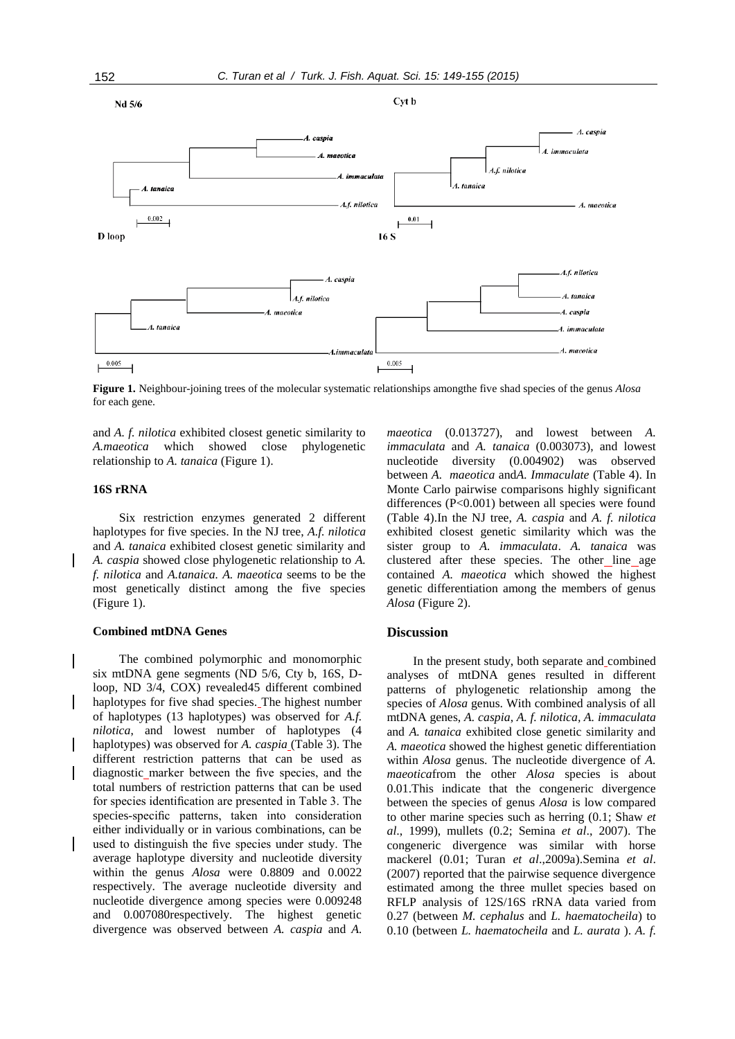Nd 5/6

Cyt b

D loop

16 S

**Figure 1.** Neighbour-joining trees of the molecular systematic relationships amongthe five shad species of the genus *Alosa* for each gene.

and *A. f. nilotica* exhibited closest genetic similarity to *A.maeotica* which showed close phylogenetic relationship to *A. tanaica* (Figure 1).

### 16S rRNA

Six restriction enzymes generated 2 different haplotypes for five species. In the NJ tree, *A.f. nilotica* and *A. tanaica* exhibited closest genetic similarity and *A. caspia* showed close phylogenetic relationship to *A. f. nilotica* and *A.tanaica*. *A. maeotica* seems to be the most genetically distinct among the five species (Figure 1).

### Combined mtDNA Genes

The combined polymorphic and monomorphic six mtDNA gene segments (ND 5/6, Cty b, 16S, D-loop, ND 3/4, COX) revealed45 different combined haplotypes for five shad species. The highest number of haplotypes (13 haplotypes) was observed for *A.f. nilotica*, and lowest number of haplotypes (4 haplotypes) was observed for *A. caspia* (Table 3). The different restriction patterns that can be used as diagnostic marker between the five species, and the total numbers of restriction patterns that can be used for species identification are presented in Table 3. The species-specific patterns, taken into consideration either individually or in various combinations, can be used to distinguish the five species under study. The average haplotype diversity and nucleotide diversity within the genus *Alosa* were 0.8809 and 0.0022 respectively. The average nucleotide diversity and nucleotide divergence among species were 0.009248 and 0.007080respectively. The highest genetic divergence was observed between *A. caspia* and *A. maeotica* (0.013727), and lowest between *A. immaculata* and *A. tanaica* (0.003073), and lowest nucleotide diversity (0.004902) was observed between *A. maeotica* and*A. Immaculate* (Table 4). In Monte Carlo pairwise comparisons highly significant differences ($P<0.001$) between all species were found (Table 4).In the NJ tree, *A. caspia* and *A. f. nilotica* exhibited closest genetic similarity which was the sister group to *A. immaculata*. *A. tanaica* was clustered after these species. The other line age contained *A. maeotica* which showed the highest genetic differentiation among the members of genus *Alosa* (Figure 2).

## Discussion

In the present study, both separate and combined analyses of mtDNA genes resulted in different patterns of phylogenetic relationship among the species of *Alosa* genus. With combined analysis of all mtDNA genes, *A. caspia*, *A. f. nilotica*, *A. immaculata* and *A. tanaica* exhibited close genetic similarity and *A. maeotica* showed the highest genetic differentiation within *Alosa* genus. The nucleotide divergence of *A. maeotica*from the other *Alosa* species is about 0.01.This indicate that the congeneric divergence between the species of genus *Alosa* is low compared to other marine species such as herring (0.1; Shaw *et al*., 1999), mullets (0.2; Semina *et al*., 2007). The congeneric divergence was similar with horse mackerel (0.01; Turan *et al*.,2009a).Semina *et al*. (2007) reported that the pairwise sequence divergence estimated among the three mullet species based on RFLP analysis of 12S/16S rRNA data varied from 0.27 (between *M. cephalus* and *L. haematocheila*) to 0.10 (between *L. haematocheila* and *L. aurata* ). *A. f.*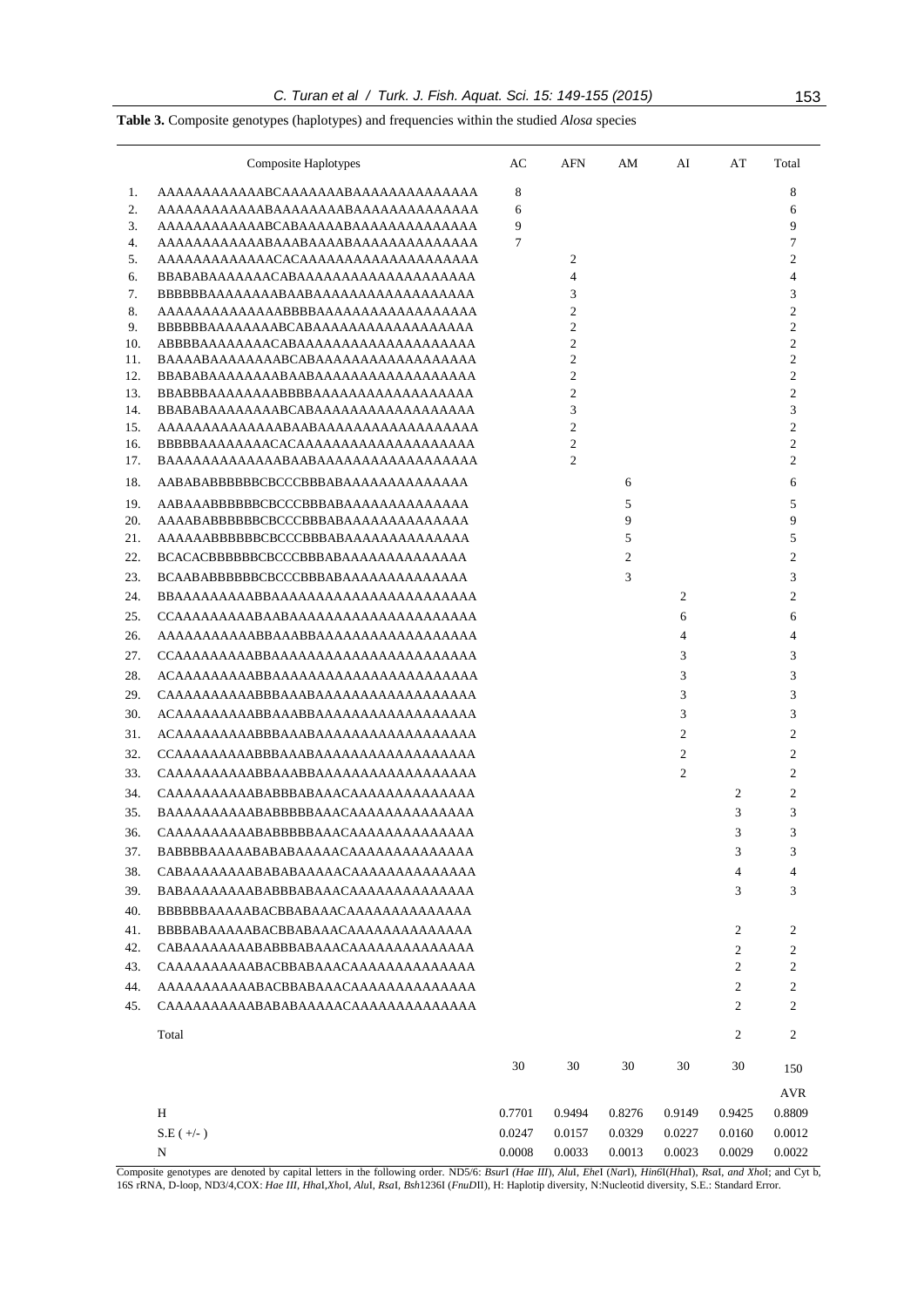**Table 3.** Composite genotypes (haplotypes) and frequencies within the studied *Alosa* species

| | Composite Haplotypes | AC | AFN | AM | AI | AT | Total |
|---|---|---|---|---|---|---|---|
| 1. | AAAAAAAAAAAAABCAAAAAAABAAAAAAAAAAAAA | 8 | | | | | 8 |
| 2. | AAAAAAAAAAAABAAAAAAAABAAAAAAAAAAAAAA | 6 | | | | | 6 |
| 3. | AAAAAAAAAAAABCABAAAAAABAAAAAAAAAAAAA | 9 | | | | | 9 |
| 4. | AAAAAAAAAAAABAAABAAAABAAAAAAAAAAAAAA | 7 | | | | | 7 |
| 5. | AAAAAAAAAAAAACACAAAAAAAAAAAAAAAAAAAA | | 2 | | | | 2 |
| 6. | BBABABAAAAAAACABAAAAAAAAAAAAAAAAAAAA | | 4 | | | | 4 |
| 7. | BBBBBBAAAAAAAABAABAAAAAAAAAAAAAAAAA | | 3 | | | | 3 |
| 8. | AAAAAAAAAAAAAABBBBAAAAAAAAAAAAAAAAAA | | 2 | | | | 2 |
| 9. | BBBBBBAAAAAAAABCABAAAAAAAAAAAAAAAAA | | 2 | | | | 2 |
| 10. | ABBBBAAAAAAAACABAAAAAAAAAAAAAAAAAAAA | | 2 | | | | 2 |
| 11. | BAAAABAAAAAAAABCABAAAAAAAAAAAAAAAAAA | | 2 | | | | 2 |
| 12. | BBABABAAAAAAAABAABAAAAAAAAAAAAAAAAAA | | 2 | | | | 2 |
| 13. | BBABBBAAAAAAAABBBBAAAAAAAAAAAAAAAAA | | 2 | | | | 2 |
| 14. | BBABABAAAAAAAABCABAAAAAAAAAAAAAAAAAA | | 3 | | | | 3 |
| 15. | AAAAAAAAAAAAAABAABAAAAAAAAAAAAAAAAAA | | 2 | | | | 2 |
| 16. | BBBBBAAAAAAAACACAAAAAAAAAAAAAAAAAAAA | | 2 | | | | 2 |
| 17. | BAAAAAAAAAAAAABAABAAAAAAAAAAAAAAAAAA | | 2 | | | | 2 |
| 18. | AABABABBBBBBCBCCBBBABAAAAAAAAAAAAAAA | | | 6 | | | 6 |
| 19. | AABAAABBBBBBCBCCBBBABAAAAAAAAAAAAAAA | | | 5 | | | 5 |
| 20. | AAAABABBBBBBCBCCBBBABAAAAAAAAAAAAAAA | | | 9 | | | 9 |
| 21. | AAAAAABBBBBBCBCCBBBABAAAAAAAAAAAAAAA | | | 5 | | | 5 |
| 22. | BCACACBBBBBBCBCCBBBABAAAAAAAAAAAAAAA | | | 2 | | | 2 |
| 23. | BCAABABBBBBBCBCCBBBABAAAAAAAAAAAAAAA | | | 3 | | | 3 |
| 24. | BBAAAAAAAAABBAAAAAAAAAAAAAAAAAAAAAAAA | | | | 2 | | 2 |
| 25. | CCAAAAAAAAABAABAAAAAAAAAAAAAAAAAAAAA | | | | 6 | | 6 |
| 26. | AAAAAAAAAAABBAAABBAAAAAAAAAAAAAAAAAA | | | | 4 | | 4 |
| 27. | CCAAAAAAAAABBAAAAAAAAAAAAAAAAAAAAAAA | | | | 3 | | 3 |
| 28. | ACAAAAAAAAABBAAAAAAAAAAAAAAAAAAAAAAAA | | | | 3 | | 3 |
| 29. | CAAAAAAAAAABBBAAABAAAAAAAAAAAAAAAAAA | | | | 3 | | 3 |
| 30. | ACAAAAAAAAABBAAABBAAAAAAAAAAAAAAAAAA | | | | 3 | | 3 |
| 31. | ACAAAAAAAAABBBAAABAAAAAAAAAAAAAAAAAA | | | | 2 | | 2 |
| 32. | CCAAAAAAAAABBBAAABAAAAAAAAAAAAAAAAAA | | | | 2 | | 2 |
| 33. | CAAAAAAAAAABBAAABBAAAAAAAAAAAAAAAAAA | | | | 2 | | 2 |
| 34. | CAAAAAAAAAABABBBABAAACAAAAAAAAAAAAAA | | | | | 2 | 2 |
| 35. | BAAAAAAAAAABABBBBBAAACAAAAAAAAAAAAAA | | | | | 3 | 3 |
| 36. | CAAAAAAAAAABABBBBBAAACAAAAAAAAAAAAAA | | | | | 3 | 3 |
| 37. | BABBBBAAAAABABABAAAAACAAAAAAAAAAAAAA | | | | | 3 | 3 |
| 38. | CABAAAAAAAABABABAAAAACAAAAAAAAAAAAAA | | | | | 4 | 4 |
| 39. | BABAAAAAAAABABBBABAAACAAAAAAAAAAAAAA | | | | | 3 | 3 |
| 40. | BBBBBBAAAAABACBBABAAACAAAAAAAAAAAAAA | | | | | | |
| 41. | BBBBABAAAAABACBBABAAACAAAAAAAAAAAAAA | | | | | 2 | 2 |
| 42. | CABAAAAAAAABABBBABAAACAAAAAAAAAAAAAA | | | | | 2 | 2 |
| 43. | CAAAAAAAAAABACBBABAAACAAAAAAAAAAAAAA | | | | | 2 | 2 |
| 44. | AAAAAAAAAAABACBBABAAACAAAAAAAAAAAAAA | | | | | 2 | 2 |
| 45. | CAAAAAAAAAABABABAAAAACAAAAAAAAAAAAAA | | | | | 2 | 2 |
| | Total | | | | | 2 | 2 |
| | | 30 | 30 | 30 | 30 | 30 | 150 |
| | | | | | | | AVR |
| | H | 0.7701 | 0.9494 | 0.8276 | 0.9149 | 0.9425 | 0.8809 |
| | S.E ( +/- ) | 0.0247 | 0.0157 | 0.0329 | 0.0227 | 0.0160 | 0.0012 |
| | N | 0.0008 | 0.0033 | 0.0013 | 0.0023 | 0.0029 | 0.0022 |

Composite genotypes are denoted by capital letters in the following order. ND5/6: *Bsur*I *(Hae III)*, *Alu*I, *Ehe*I (*Nar*I), *Hin*6I(*Hha*I), *Rsa*I, *and Xho*I; and Cyt b, 16S rRNA, D-loop, ND3/4,COX: *Hae III*, *Hha*I,*Xho*I, *Alu*I, *Rsa*I, *Bsh*1236I (*FnuD*II), H: Haplotip diversity, N:Nucleotid diversity, S.E.: Standard Error.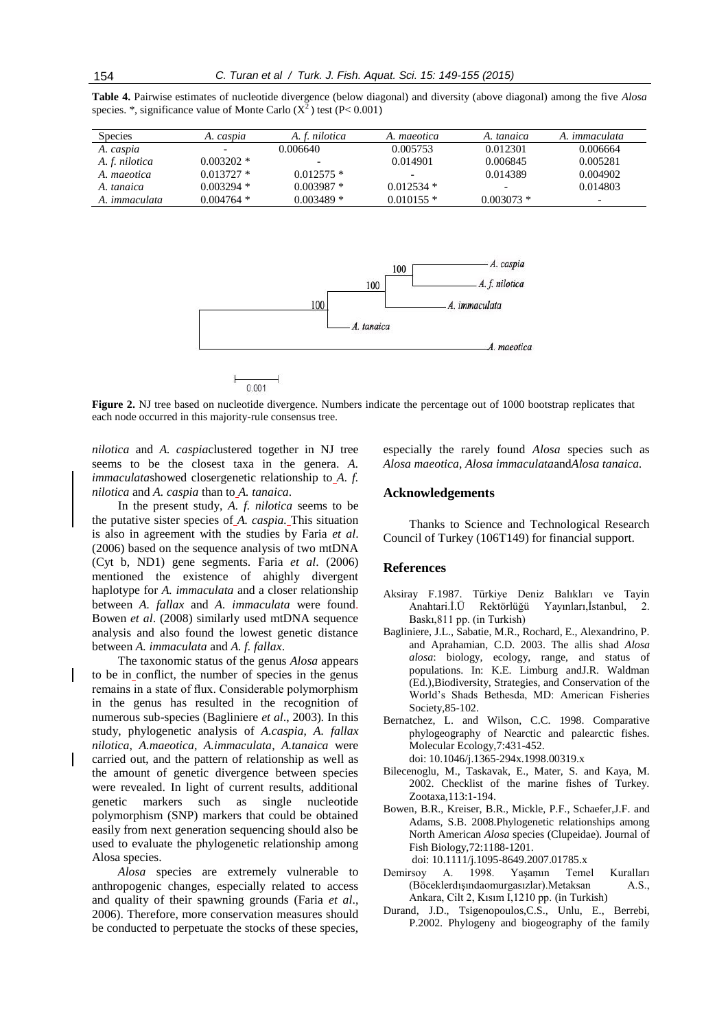**Table 4.** Pairwise estimates of nucleotide divergence (below diagonal) and diversity (above diagonal) among the five *Alosa* species. \*, significance value of Monte Carlo ($X^2$) test (P< 0.001)

| Species | *A. caspia* | *A. f. nilotica* | *A. maeotica* | *A. tanaica* | *A. immaculata* |
|---|---|---|---|---|---|
| *A. caspia* | - | 0.006640 | 0.005753 | 0.012301 | 0.006664 |
| *A. f. nilotica* | 0.003202 * | - | 0.014901 | 0.006845 | 0.005281 |
| *A. maeotica* | 0.013727 * | 0.012575 * | - | 0.014389 | 0.004902 |
| *A. tanaica* | 0.003294 * | 0.003987 * | 0.012534 * | - | 0.014803 |
| *A. immaculata* | 0.004764 * | 0.003489 * | 0.010155 * | 0.003073 * | - |

**Figure 2.** NJ tree based on nucleotide divergence. Numbers indicate the percentage out of 1000 bootstrap replicates that each node occurred in this majority-rule consensus tree.

*nilotica* and *A. caspia*clustered together in NJ tree seems to be the closest taxa in the genera. *A. immaculata*showed closergenetic relationship to *A. f. nilotica* and *A. caspia* than to *A. tanaica*.

In the present study, *A. f. nilotica* seems to be the putative sister species of *A. caspia.* This situation is also in agreement with the studies by Faria *et al*. (2006) based on the sequence analysis of two mtDNA (Cyt b, ND1) gene segments. Faria *et al*. (2006) mentioned the existence of ahighly divergent haplotype for *A. immaculata* and a closer relationship between *A. fallax* and *A. immaculata* were found. Bowen *et al*. (2008) similarly used mtDNA sequence analysis and also found the lowest genetic distance between *A. immaculata* and *A. f. fallax*.

The taxonomic status of the genus *Alosa* appears to be in conflict, the number of species in the genus remains in a state of flux. Considerable polymorphism in the genus has resulted in the recognition of numerous sub-species (Bagliniere *et al*., 2003). In this study, phylogenetic analysis of *A.caspia*, *A. fallax nilotica*, *A.maeotica*, *A.immaculata*, *A.tanaica* were carried out, and the pattern of relationship as well as the amount of genetic divergence between species were revealed. In light of current results, additional genetic markers such as single nucleotide polymorphism (SNP) markers that could be obtained easily from next generation sequencing should also be used to evaluate the phylogenetic relationship among Alosa species.

*Alosa* species are extremely vulnerable to anthropogenic changes, especially related to access and quality of their spawning grounds (Faria *et al*., 2006). Therefore, more conservation measures should be conducted to perpetuate the stocks of these species, especially the rarely found *Alosa* species such as *Alosa maeotica*, *Alosa immaculata*and*Alosa tanaica.*

## Acknowledgements

Thanks to Science and Technological Research Council of Turkey (106T149) for financial support.

## References

Aksiray F.1987. Türkiye Deniz Balıkları ve Tayin Anahtari.İ.Ü Rektörlüğü Yayınları,İstanbul, 2. Baskı,811 pp. (in Turkish)

Bagliniere, J.L., Sabatie, M.R., Rochard, E., Alexandrino, P. and Aprahamian, C.D. 2003. The allis shad *Alosa alosa*: biology, ecology, range, and status of populations. In: K.E. Limburg andJ.R. Waldman (Ed.),Biodiversity, Strategies, and Conservation of the World's Shads Bethesda, MD: American Fisheries Society,85-102.

Bernatchez, L. and Wilson, C.C. 1998. Comparative phylogeography of Nearctic and palearctic fishes. Molecular Ecology,7:431-452. doi: 10.1046/j.1365-294x.1998.00319.x

Bilecenoglu, M., Taskavak, E., Mater, S. and Kaya, M. 2002. Checklist of the marine fishes of Turkey. Zootaxa,113:1-194.

Bowen, B.R., Kreiser, B.R., Mickle, P.F., Schaefer,J.F. and Adams, S.B. 2008.Phylogenetic relationships among North American *Alosa* species (Clupeidae). Journal of Fish Biology,72:1188-1201. doi: 10.1111/j.1095-8649.2007.01785.x

Demirsoy A. 1998. Yaşamın Temel Kuralları (Böceklerdışındaomurgasızlar).Metaksan A.S., Ankara, Cilt 2, Kısım I,1210 pp. (in Turkish)

Durand, J.D., Tsigenopoulos,C.S., Unlu, E., Berrebi, P.2002. Phylogeny and biogeography of the family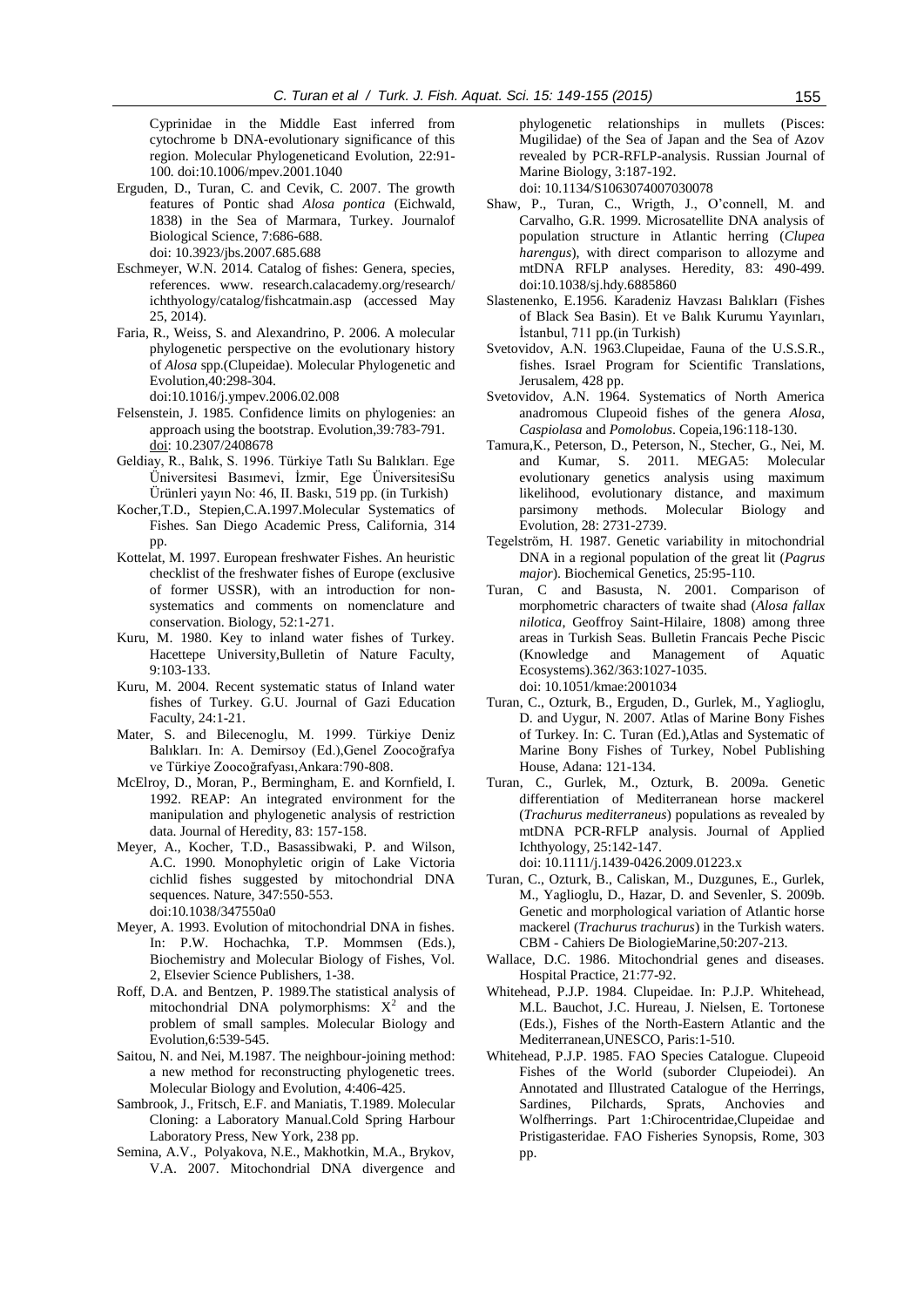Cyprinidae in the Middle East inferred from cytochrome b DNA-evolutionary significance of this region. Molecular Phylogenetic and Evolution, 22:91-100. doi:10.1006/mpev.2001.1040

Erguden, D., Turan, C. and Cevik, C. 2007. The growth features of Pontic shad *Alosa pontica* (Eichwald, 1838) in the Sea of Marmara, Turkey. Journalof Biological Science, 7:686-688. doi: 10.3923/jbs.2007.685.688

Eschmeyer, W.N. 2014. Catalog of fishes: Genera, species, references. www. research.calacademy.org/research/ichthyology/catalog/fishcatmain.asp (accessed May 25, 2014).

Faria, R., Weiss, S. and Alexandrino, P. 2006. A molecular phylogenetic perspective on the evolutionary history of *Alosa* spp.(Clupeidae). Molecular Phylogenetic and Evolution,40:298-304. doi:10.1016/j.ympev.2006.02.008

Felsenstein, J. 1985. Confidence limits on phylogenies: an approach using the bootstrap. Evolution,39:783-791. doi: 10.2307/2408678

Geldiay, R., Balık, S. 1996. Türkiye Tatlı Su Balıkları. Ege Üniversitesi Basımevi, İzmir, Ege ÜniversitesiSu Ürünleri yayın No: 46, II. Baskı, 519 pp. (in Turkish)

Kocher,T.D., Stepien,C.A.1997.Molecular Systematics of Fishes. San Diego Academic Press, California, 314 pp.

Kottelat, M. 1997. European freshwater Fishes. An heuristic checklist of the freshwater fishes of Europe (exclusive of former USSR), with an introduction for non-systematics and comments on nomenclature and conservation. Biology, 52:1-271.

Kuru, M. 1980. Key to inland water fishes of Turkey. Hacettepe University,Bulletin of Nature Faculty, 9:103-133.

Kuru, M. 2004. Recent systematic status of Inland water fishes of Turkey. G.U. Journal of Gazi Education Faculty, 24:1-21.

Mater, S. and Bilecenoglu, M. 1999. Türkiye Deniz Balıkları. In: A. Demirsoy (Ed.),Genel Zoocoğrafya ve Türkiye Zoocoğrafyası,Ankara:790-808.

McElroy, D., Moran, P., Bermingham, E. and Kornfield, I. 1992. REAP: An integrated environment for the manipulation and phylogenetic analysis of restriction data. Journal of Heredity, 83: 157-158.

Meyer, A., Kocher, T.D., Basassibwaki, P. and Wilson, A.C. 1990. Monophyletic origin of Lake Victoria cichlid fishes suggested by mitochondrial DNA sequences. Nature, 347:550-553. doi:10.1038/347550a0

Meyer, A. 1993. Evolution of mitochondrial DNA in fishes. In: P.W. Hochachka, T.P. Mommsen (Eds.), Biochemistry and Molecular Biology of Fishes, Vol. 2, Elsevier Science Publishers, 1-38.

Roff, D.A. and Bentzen, P. 1989.The statistical analysis of mitochondrial DNA polymorphisms: $X^2$ and the problem of small samples. Molecular Biology and Evolution,6:539-545.

Saitou, N. and Nei, M.1987. The neighbour-joining method: a new method for reconstructing phylogenetic trees. Molecular Biology and Evolution, 4:406-425.

Sambrook, J., Fritsch, E.F. and Maniatis, T.1989. Molecular Cloning: a Laboratory Manual.Cold Spring Harbour Laboratory Press, New York, 238 pp.

Semina, A.V., Polyakova, N.E., Makhotkin, M.A., Brykov, V.A. 2007. Mitochondrial DNA divergence and phylogenetic relationships in mullets (Pisces: Mugilidae) of the Sea of Japan and the Sea of Azov revealed by PCR-RFLP-analysis. Russian Journal of Marine Biology, 3:187-192. doi: 10.1134/S1063074007030078

Shaw, P., Turan, C., Wrigth, J., O'connell, M. and Carvalho, G.R. 1999. Microsatellite DNA analysis of population structure in Atlantic herring (*Clupea harengus*), with direct comparison to allozyme and mtDNA RFLP analyses. Heredity, 83: 490-499. doi:10.1038/sj.hdy.6885860

Slastenenko, E.1956. Karadeniz Havzası Balıkları (Fishes of Black Sea Basin). Et ve Balık Kurumu Yayınları, İstanbul, 711 pp.(in Turkish)

Svetovidov, A.N. 1963.Clupeidae, Fauna of the U.S.S.R., fishes. Israel Program for Scientific Translations, Jerusalem, 428 pp.

Svetovidov, A.N. 1964. Systematics of North America anadromous Clupeoid fishes of the genera *Alosa*, *Caspiolasa* and *Pomolobus*. Copeia,196:118-130.

Tamura,K., Peterson, D., Peterson, N., Stecher, G., Nei, M. and Kumar, S. 2011. MEGA5: Molecular evolutionary genetics analysis using maximum likelihood, evolutionary distance, and maximum parsimony methods. Molecular Biology and Evolution, 28: 2731-2739.

Tegelström, H. 1987. Genetic variability in mitochondrial DNA in a regional population of the great lit (*Pagrus major*). Biochemical Genetics, 25:95-110.

Turan, C. and Basusta, N. 2001. Comparison of morphometric characters of twaite shad (*Alosa fallax nilotica*, Geoffroy Saint-Hilaire, 1808) among three areas in Turkish Seas. Bulletin Francais Peche Piscic (Knowledge and Management of Aquatic Ecosystems).362/363:1027-1035. doi: 10.1051/kmae:2001034

Turan, C., Ozturk, B., Erguden, D., Gurlek, M., Yaglioglu, D. and Uygur, N. 2007. Atlas of Marine Bony Fishes of Turkey. In: C. Turan (Ed.),Atlas and Systematic of Marine Bony Fishes of Turkey, Nobel Publishing House, Adana: 121-134.

Turan, C., Gurlek, M., Ozturk, B. 2009a. Genetic differentiation of Mediterranean horse mackerel (*Trachurus mediterraneus*) populations as revealed by mtDNA PCR-RFLP analysis. Journal of Applied Ichthyology, 25:142-147. doi: 10.1111/j.1439-0426.2009.01223.x

Turan, C., Ozturk, B., Caliskan, M., Duzgunes, E., Gurlek, M., Yaglioglu, D., Hazar, D. and Sevenler, S. 2009b. Genetic and morphological variation of Atlantic horse mackerel (*Trachurus trachurus*) in the Turkish waters. CBM - Cahiers De BiologieMarine,50:207-213.

Wallace, D.C. 1986. Mitochondrial genes and diseases. Hospital Practice, 21:77-92.

Whitehead, P.J.P. 1984. Clupeidae. In: P.J.P. Whitehead, M.L. Bauchot, J.C. Hureau, J. Nielsen, E. Tortonese (Eds.), Fishes of the North-Eastern Atlantic and the Mediterranean,UNESCO, Paris:1-510.

Whitehead, P.J.P. 1985. FAO Species Catalogue. Clupeoid Fishes of the World (suborder Clupeiodei). An Annotated and Illustrated Catalogue of the Herrings, Sardines, Pilchards, Sprats, Anchovies and Wolfherrings. Part 1:Chirocentridae,Clupeidae and Pristigasteridae. FAO Fisheries Synopsis, Rome, 303 pp.